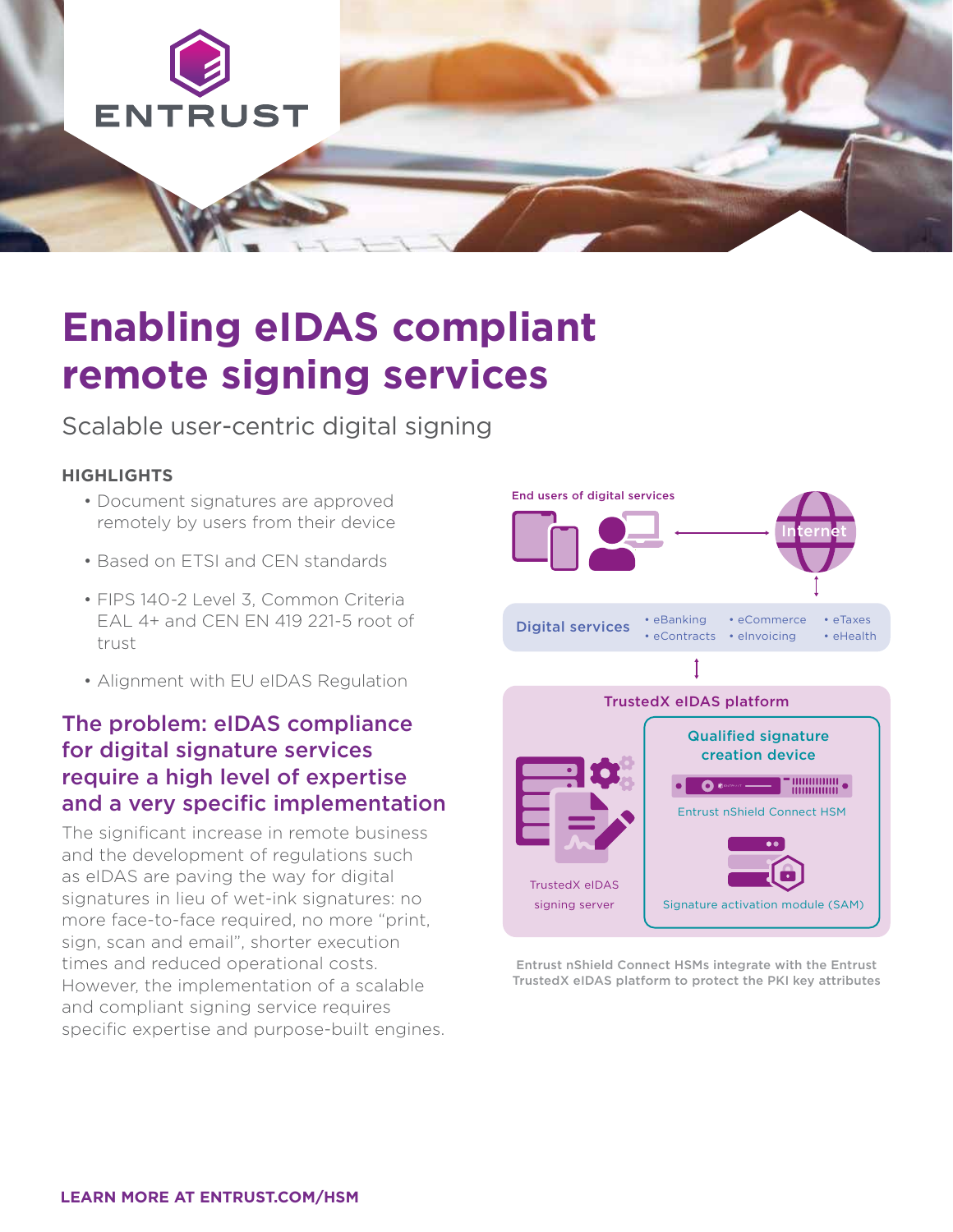ENTRUST

# Enabling eIDAS compliant remote signing services

Scalable user-centric digital signing

### HIGHLIGHTS

- Document signatures are approved remotely by users from their device
- Based on ETSI and CEN standards
- FIPS 140-2 Level 3, Common Criteria EAL 4+ and CEN EN 419 221-5 root of trust
- Alignment with EU eIDAS Regulation

## The problem: eIDAS compliance for digital signature services require a high level of expertise and a very specific implementation

The significant increase in remote business and the development of regulations such as eIDAS are paving the way for digital signatures in lieu of wet-ink signatures: no more face-to-face required, no more "print, sign, scan and email", shorter execution times and reduced operational costs. However, the implementation of a scalable and compliant signing service requires specific expertise and purpose-built engines.

End users of digital services

Internet

Digital services
- eBanking
- eContracts
- eCommerce
- eInvoicing
- eTaxes
- eHealth

TrustedX eIDAS platform

TrustedX eIDAS signing server

Qualified signature creation device

Entrust nShield Connect HSM

Signature activation module (SAM)

Entrust nShield Connect HSMs integrate with the Entrust TrustedX eIDAS platform to protect the PKI key attributes

**LEARN MORE AT ENTRUST.COM/HSM**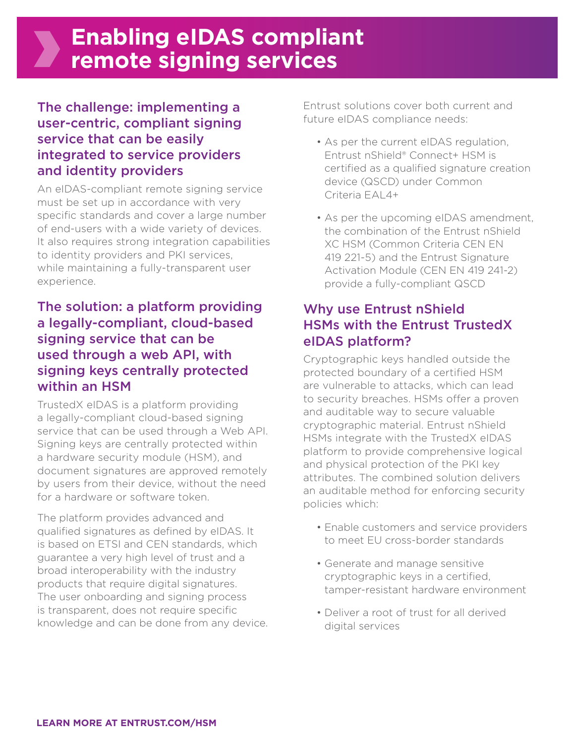# Enabling eIDAS compliant remote signing services

## The challenge: implementing a user-centric, compliant signing service that can be easily integrated to service providers and identity providers

An eIDAS-compliant remote signing service must be set up in accordance with very specific standards and cover a large number of end-users with a wide variety of devices. It also requires strong integration capabilities to identity providers and PKI services, while maintaining a fully-transparent user experience.

## The solution: a platform providing a legally-compliant, cloud-based signing service that can be used through a web API, with signing keys centrally protected within an HSM

TrustedX eIDAS is a platform providing a legally-compliant cloud-based signing service that can be used through a Web API. Signing keys are centrally protected within a hardware security module (HSM), and document signatures are approved remotely by users from their device, without the need for a hardware or software token.

The platform provides advanced and qualified signatures as defined by eIDAS. It is based on ETSI and CEN standards, which guarantee a very high level of trust and a broad interoperability with the industry products that require digital signatures. The user onboarding and signing process is transparent, does not require specific knowledge and can be done from any device.

Entrust solutions cover both current and future eIDAS compliance needs:

- As per the current eIDAS regulation, Entrust nShield® Connect+ HSM is certified as a qualified signature creation device (QSCD) under Common Criteria EAL4+
- As per the upcoming eIDAS amendment, the combination of the Entrust nShield XC HSM (Common Criteria CEN EN 419 221-5) and the Entrust Signature Activation Module (CEN EN 419 241-2) provide a fully-compliant QSCD

## Why use Entrust nShield HSMs with the Entrust TrustedX eIDAS platform?

Cryptographic keys handled outside the protected boundary of a certified HSM are vulnerable to attacks, which can lead to security breaches. HSMs offer a proven and auditable way to secure valuable cryptographic material. Entrust nShield HSMs integrate with the TrustedX eIDAS platform to provide comprehensive logical and physical protection of the PKI key attributes. The combined solution delivers an auditable method for enforcing security policies which:

- Enable customers and service providers to meet EU cross-border standards
- Generate and manage sensitive cryptographic keys in a certified, tamper-resistant hardware environment
- Deliver a root of trust for all derived digital services

**LEARN MORE AT ENTRUST.COM/HSM**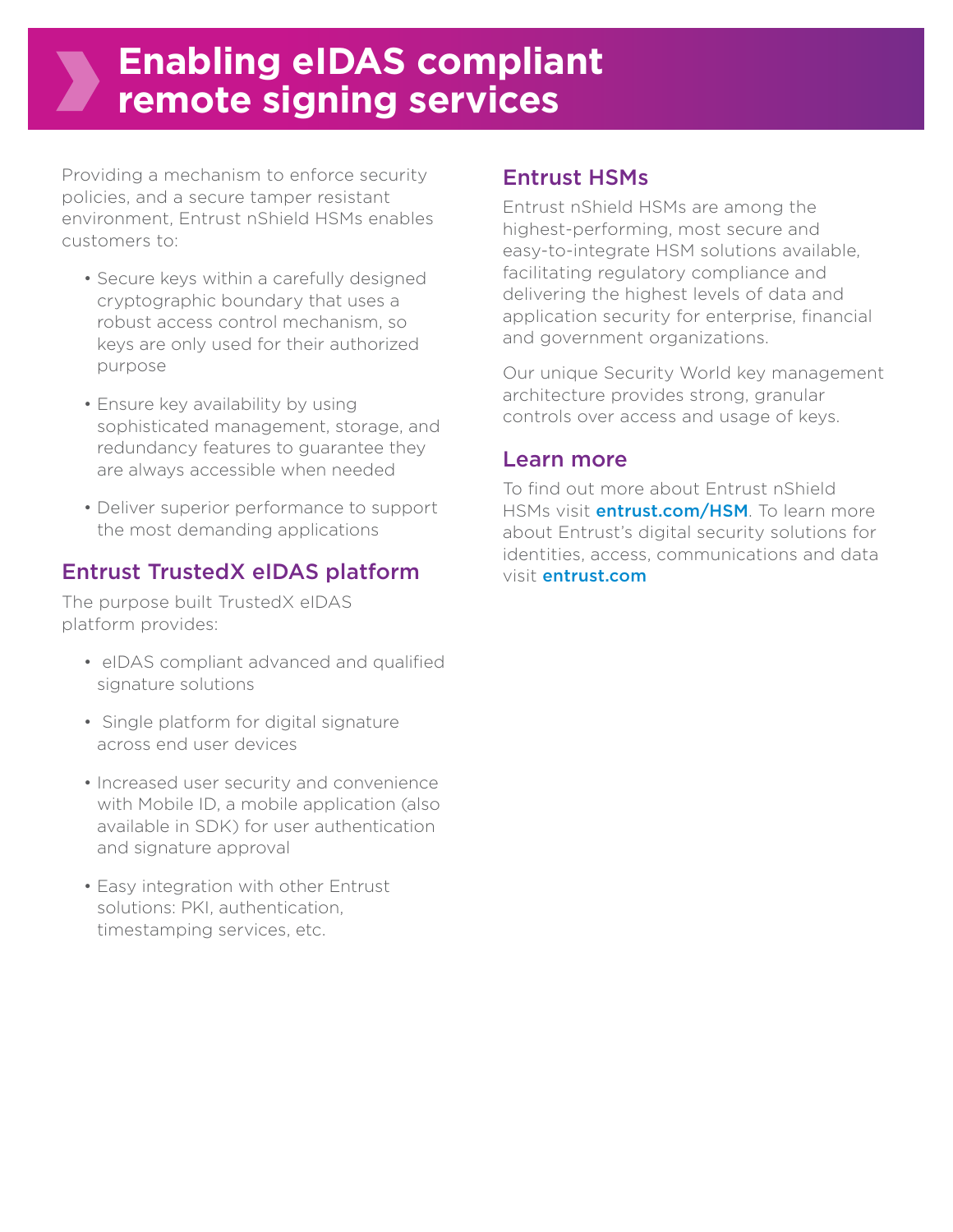# Enabling eIDAS compliant remote signing services

Providing a mechanism to enforce security policies, and a secure tamper resistant environment, Entrust nShield HSMs enables customers to:

- Secure keys within a carefully designed cryptographic boundary that uses a robust access control mechanism, so keys are only used for their authorized purpose
- Ensure key availability by using sophisticated management, storage, and redundancy features to guarantee they are always accessible when needed
- Deliver superior performance to support the most demanding applications

## Entrust TrustedX eIDAS platform

The purpose built TrustedX eIDAS platform provides:

- eIDAS compliant advanced and qualified signature solutions
- Single platform for digital signature across end user devices
- Increased user security and convenience with Mobile ID, a mobile application (also available in SDK) for user authentication and signature approval
- Easy integration with other Entrust solutions: PKI, authentication, timestamping services, etc.

## Entrust HSMs

Entrust nShield HSMs are among the highest-performing, most secure and easy-to-integrate HSM solutions available, facilitating regulatory compliance and delivering the highest levels of data and application security for enterprise, financial and government organizations.

Our unique Security World key management architecture provides strong, granular controls over access and usage of keys.

## Learn more

To find out more about Entrust nShield HSMs visit **entrust.com/HSM**. To learn more about Entrust's digital security solutions for identities, access, communications and data visit **entrust.com**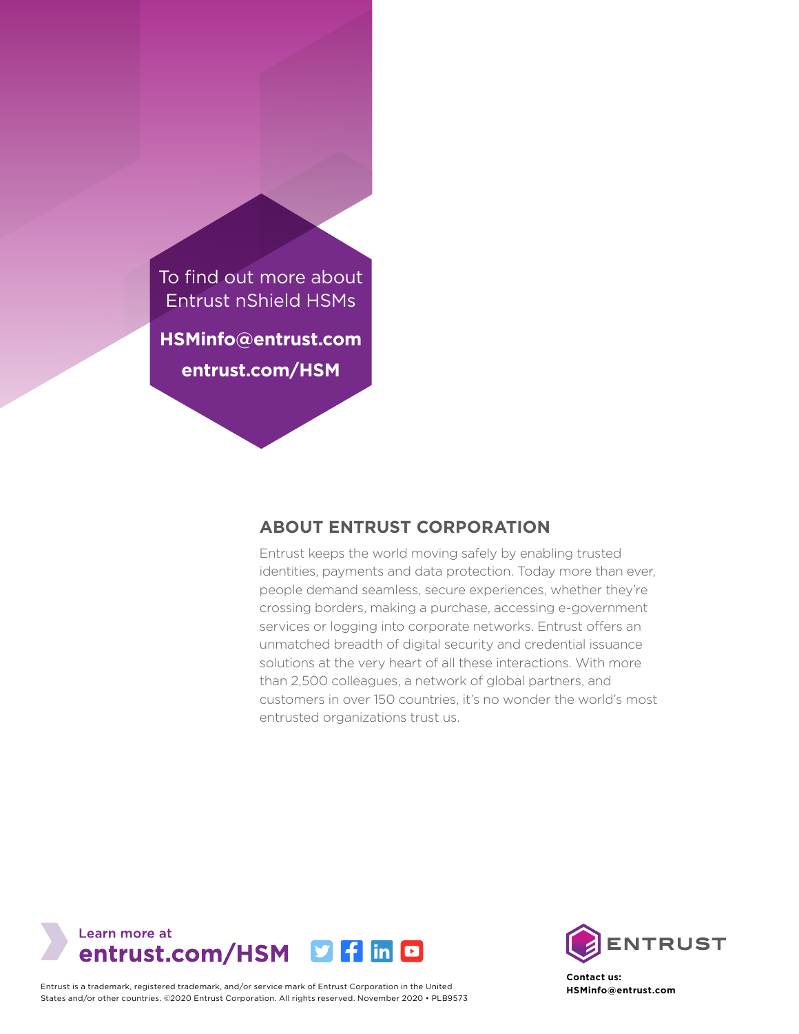To find out more about Entrust nShield HSMs

**HSMinfo@entrust.com**

**entrust.com/HSM**

## ABOUT ENTRUST CORPORATION

Entrust keeps the world moving safely by enabling trusted identities, payments and data protection. Today more than ever, people demand seamless, secure experiences, whether they're crossing borders, making a purchase, accessing e-government services or logging into corporate networks. Entrust offers an unmatched breadth of digital security and credential issuance solutions at the very heart of all these interactions. With more than 2,500 colleagues, a network of global partners, and customers in over 150 countries, it's no wonder the world's most entrusted organizations trust us.

Learn more at
**entrust.com/HSM**

ENTRUST

**Contact us:**
**HSMinfo@entrust.com**

Entrust is a trademark, registered trademark, and/or service mark of Entrust Corporation in the United States and/or other countries. ©2020 Entrust Corporation. All rights reserved. November 2020 • PLB9573